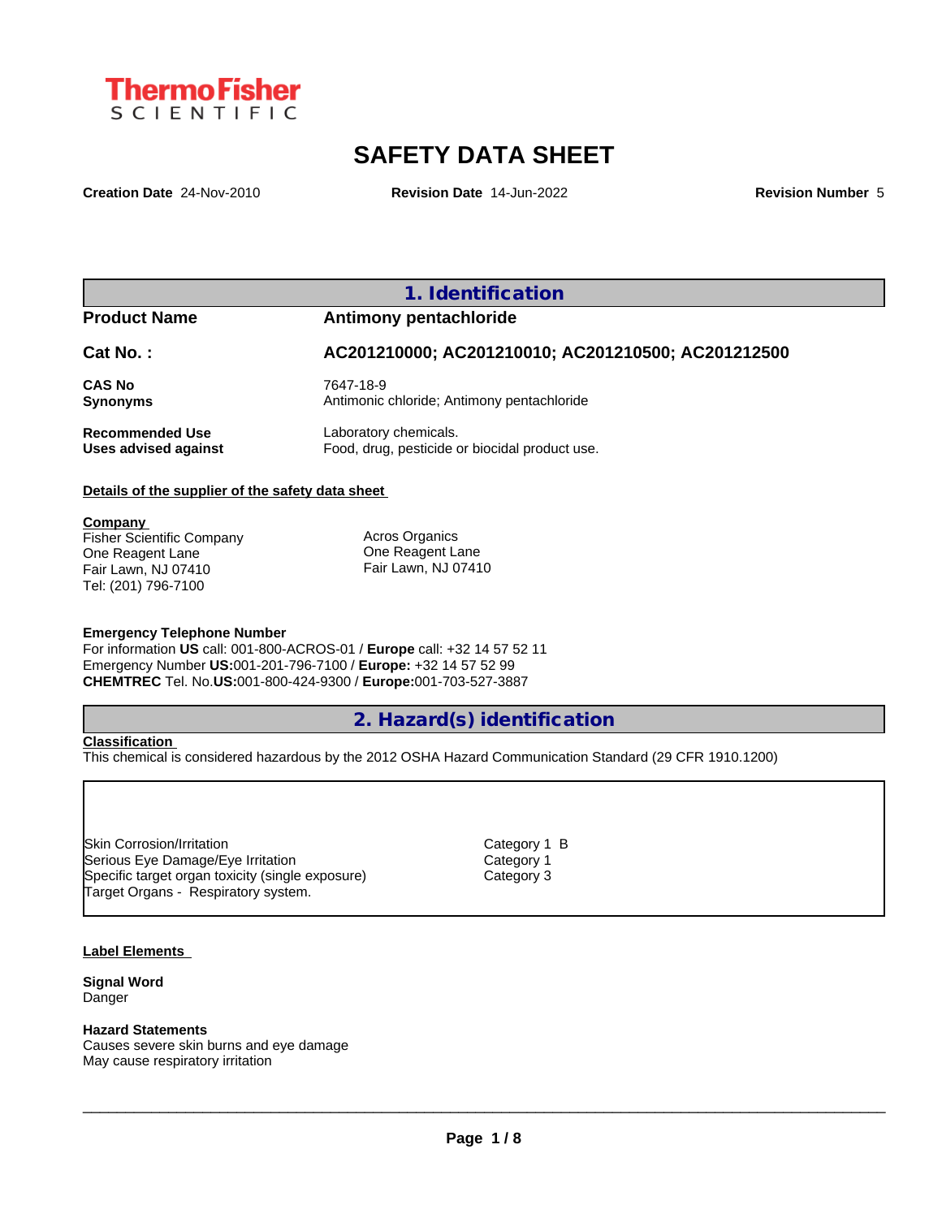ThermoFisher SCIENTIFIC

# SAFETY DATA SHEET

**Creation Date** 24-Nov-2010 **Revision Date** 14-Jun-2022 **Revision Number** 5

## 1. Identification

| | |
|---|---|
| **Product Name** | **Antimony pentachloride** |
| **Cat No. :** | **AC201210000; AC201210010; AC201210500; AC201212500** |
| **CAS No** | 7647-18-9 |
| **Synonyms** | Antimonic chloride; Antimony pentachloride |
| **Recommended Use** | Laboratory chemicals. |
| **Uses advised against** | Food, drug, pesticide or biocidal product use. |

**Details of the supplier of the safety data sheet**

**Company**
Fisher Scientific Company
One Reagent Lane
Fair Lawn, NJ 07410
Tel: (201) 796-7100

Acros Organics
One Reagent Lane
Fair Lawn, NJ 07410

**Emergency Telephone Number**
For information **US** call: 001-800-ACROS-01 / **Europe** call: +32 14 57 52 11
Emergency Number **US:**001-201-796-7100 / **Europe:** +32 14 57 52 99
**CHEMTREC** Tel. No.**US:**001-800-424-9300 / **Europe:**001-703-527-3887

## 2. Hazard(s) identification

**Classification**
This chemical is considered hazardous by the 2012 OSHA Hazard Communication Standard (29 CFR 1910.1200)

| | |
|---|---|
| Skin Corrosion/Irritation | Category 1 B |
| Serious Eye Damage/Eye Irritation | Category 1 |
| Specific target organ toxicity (single exposure) | Category 3 |
| Target Organs - Respiratory system. | |

**Label Elements**

**Signal Word**
Danger

**Hazard Statements**
Causes severe skin burns and eye damage
May cause respiratory irritation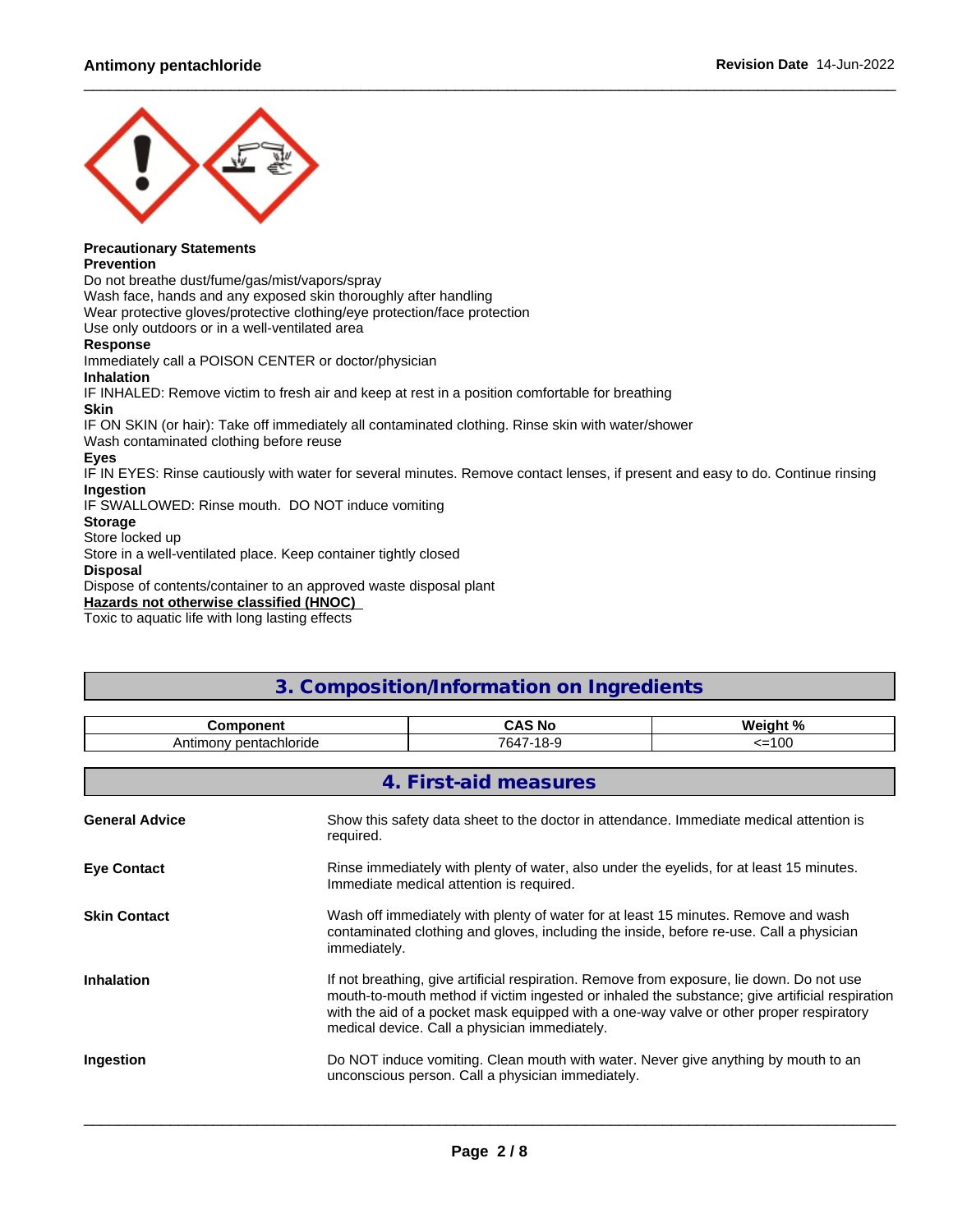**Precautionary Statements**
**Prevention**
Do not breathe dust/fume/gas/mist/vapors/spray
Wash face, hands and any exposed skin thoroughly after handling
Wear protective gloves/protective clothing/eye protection/face protection
Use only outdoors or in a well-ventilated area
**Response**
Immediately call a POISON CENTER or doctor/physician
**Inhalation**
IF INHALED: Remove victim to fresh air and keep at rest in a position comfortable for breathing
**Skin**
IF ON SKIN (or hair): Take off immediately all contaminated clothing. Rinse skin with water/shower
Wash contaminated clothing before reuse
**Eyes**
IF IN EYES: Rinse cautiously with water for several minutes. Remove contact lenses, if present and easy to do. Continue rinsing
**Ingestion**
IF SWALLOWED: Rinse mouth. DO NOT induce vomiting
**Storage**
Store locked up
Store in a well-ventilated place. Keep container tightly closed
**Disposal**
Dispose of contents/container to an approved waste disposal plant
**Hazards not otherwise classified (HNOC)**
Toxic to aquatic life with long lasting effects

## 3. Composition/Information on Ingredients

| Component | CAS No | Weight % |
| --- | --- | --- |
| Antimony pentachloride | 7647-18-9 | <=100 |

## 4. First-aid measures

**General Advice**
Show this safety data sheet to the doctor in attendance. Immediate medical attention is required.

**Eye Contact**
Rinse immediately with plenty of water, also under the eyelids, for at least 15 minutes. Immediate medical attention is required.

**Skin Contact**
Wash off immediately with plenty of water for at least 15 minutes. Remove and wash contaminated clothing and gloves, including the inside, before re-use. Call a physician immediately.

**Inhalation**
If not breathing, give artificial respiration. Remove from exposure, lie down. Do not use mouth-to-mouth method if victim ingested or inhaled the substance; give artificial respiration with the aid of a pocket mask equipped with a one-way valve or other proper respiratory medical device. Call a physician immediately.

**Ingestion**
Do NOT induce vomiting. Clean mouth with water. Never give anything by mouth to an unconscious person. Call a physician immediately.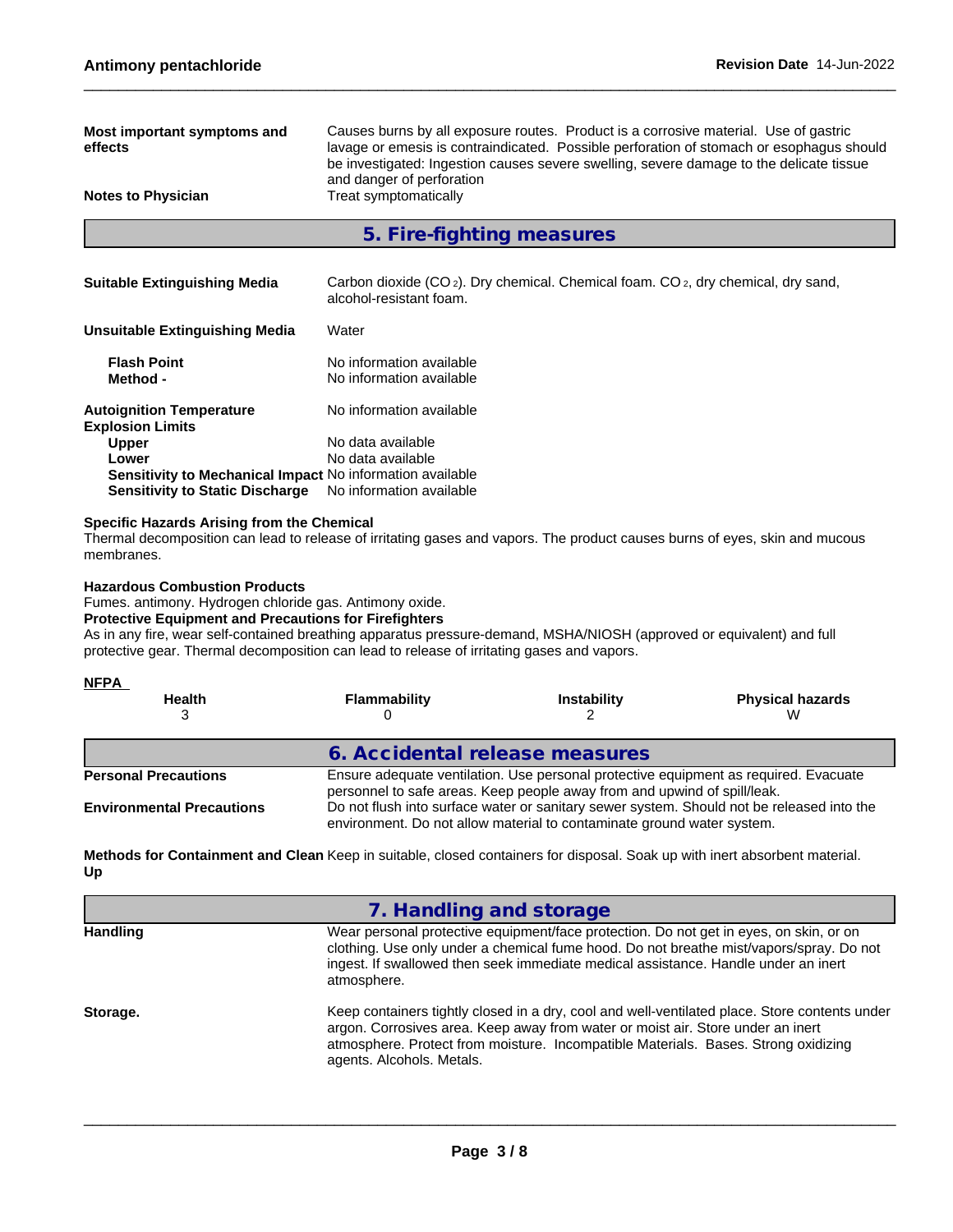**Most important symptoms and effects** Causes burns by all exposure routes. Product is a corrosive material. Use of gastric lavage or emesis is contraindicated. Possible perforation of stomach or esophagus should be investigated: Ingestion causes severe swelling, severe damage to the delicate tissue and danger of perforation

**Notes to Physician** Treat symptomatically

## 5. Fire-fighting measures

**Suitable Extinguishing Media** Carbon dioxide ($CO_2$). Dry chemical. Chemical foam. $CO_2$, dry chemical, dry sand, alcohol-resistant foam.

**Unsuitable Extinguishing Media** Water

**Flash Point** No information available
**Method -** No information available

**Autoignition Temperature** No information available
**Explosion Limits**
**Upper** No data available
**Lower** No data available
**Sensitivity to Mechanical Impact** No information available
**Sensitivity to Static Discharge** No information available

**Specific Hazards Arising from the Chemical**
Thermal decomposition can lead to release of irritating gases and vapors. The product causes burns of eyes, skin and mucous membranes.

**Hazardous Combustion Products**
Fumes. antimony. Hydrogen chloride gas. Antimony oxide.
**Protective Equipment and Precautions for Firefighters**
As in any fire, wear self-contained breathing apparatus pressure-demand, MSHA/NIOSH (approved or equivalent) and full protective gear. Thermal decomposition can lead to release of irritating gases and vapors.

**NFPA**

| Health | Flammability | Instability | Physical hazards |
|---|---|---|---|
| 3 | 0 | 2 | W |

## 6. Accidental release measures

**Personal Precautions** Ensure adequate ventilation. Use personal protective equipment as required. Evacuate personnel to safe areas. Keep people away from and upwind of spill/leak.

**Environmental Precautions** Do not flush into surface water or sanitary sewer system. Should not be released into the environment. Do not allow material to contaminate ground water system.

**Methods for Containment and Clean Up** Keep in suitable, closed containers for disposal. Soak up with inert absorbent material.

## 7. Handling and storage

**Handling** Wear personal protective equipment/face protection. Do not get in eyes, on skin, or on clothing. Use only under a chemical fume hood. Do not breathe mist/vapors/spray. Do not ingest. If swallowed then seek immediate medical assistance. Handle under an inert atmosphere.

**Storage.** Keep containers tightly closed in a dry, cool and well-ventilated place. Store contents under argon. Corrosives area. Keep away from water or moist air. Store under an inert atmosphere. Protect from moisture. Incompatible Materials. Bases. Strong oxidizing agents. Alcohols. Metals.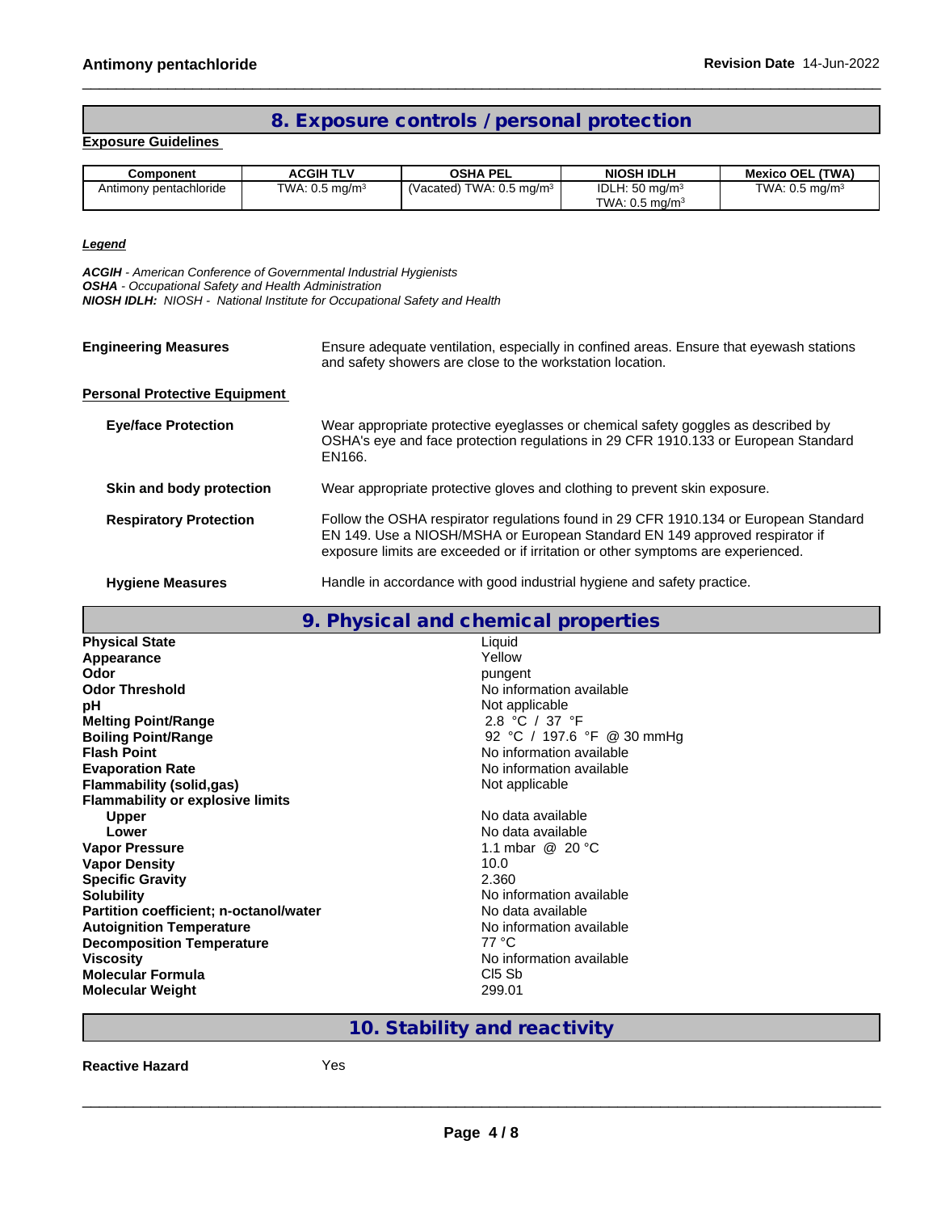## 8. Exposure controls / personal protection

**Exposure Guidelines**

| Component | ACGIH TLV | OSHA PEL | NIOSH IDLH | Mexico OEL (TWA) |
|---|---|---|---|---|
| Antimony pentachloride | TWA: 0.5 mg/m³ | (Vacated) TWA: 0.5 mg/m³ | IDLH: 50 mg/m³<br>TWA: 0.5 mg/m³ | TWA: 0.5 mg/m³ |

***Legend***

***ACGIH*** *- American Conference of Governmental Industrial Hygienists*
***OSHA*** *- Occupational Safety and Health Administration*
***NIOSH IDLH:*** *NIOSH - National Institute for Occupational Safety and Health*

**Engineering Measures** Ensure adequate ventilation, especially in confined areas. Ensure that eyewash stations and safety showers are close to the workstation location.

**Personal Protective Equipment**

**Eye/face Protection** Wear appropriate protective eyeglasses or chemical safety goggles as described by OSHA's eye and face protection regulations in 29 CFR 1910.133 or European Standard EN166.

**Skin and body protection** Wear appropriate protective gloves and clothing to prevent skin exposure.

**Respiratory Protection** Follow the OSHA respirator regulations found in 29 CFR 1910.134 or European Standard EN 149. Use a NIOSH/MSHA or European Standard EN 149 approved respirator if exposure limits are exceeded or if irritation or other symptoms are experienced.

**Hygiene Measures** Handle in accordance with good industrial hygiene and safety practice.

## 9. Physical and chemical properties

| | |
|---|---|
| **Physical State** | Liquid |
| **Appearance** | Yellow |
| **Odor** | pungent |
| **Odor Threshold** | No information available |
| **pH** | Not applicable |
| **Melting Point/Range** | 2.8 °C / 37 °F |
| **Boiling Point/Range** | 92 °C / 197.6 °F @ 30 mmHg |
| **Flash Point** | No information available |
| **Evaporation Rate** | No information available |
| **Flammability (solid,gas)** | Not applicable |
| **Flammability or explosive limits** | |
| **Upper** | No data available |
| **Lower** | No data available |
| **Vapor Pressure** | 1.1 mbar @ 20 °C |
| **Vapor Density** | 10.0 |
| **Specific Gravity** | 2.360 |
| **Solubility** | No information available |
| **Partition coefficient; n-octanol/water** | No data available |
| **Autoignition Temperature** | No information available |
| **Decomposition Temperature** | 77 °C |
| **Viscosity** | No information available |
| **Molecular Formula** | $Cl_5 Sb$ |
| **Molecular Weight** | 299.01 |

## 10. Stability and reactivity

**Reactive Hazard** Yes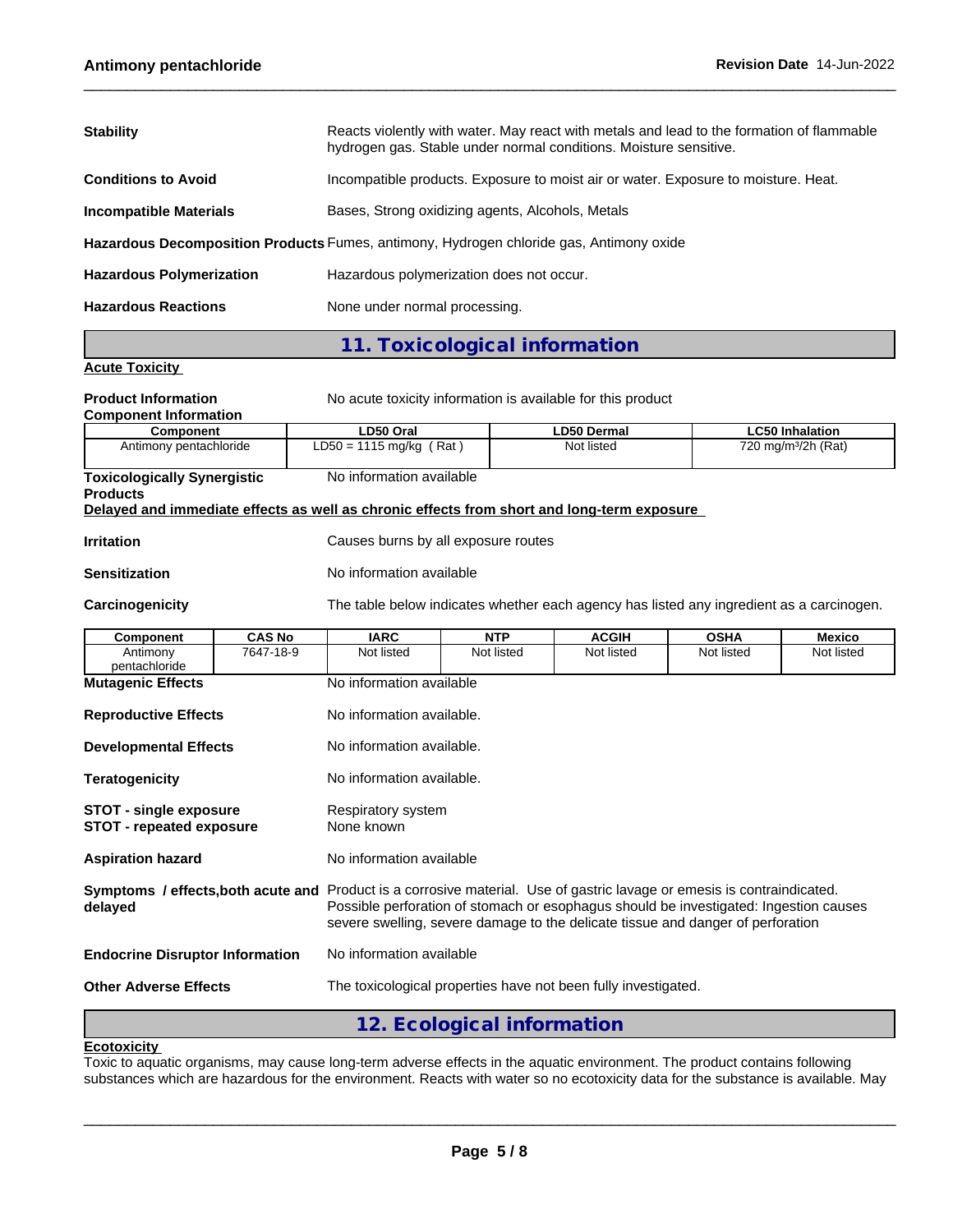**Stability** Reacts violently with water. May react with metals and lead to the formation of flammable hydrogen gas. Stable under normal conditions. Moisture sensitive.

**Conditions to Avoid** Incompatible products. Exposure to moist air or water. Exposure to moisture. Heat.

**Incompatible Materials** Bases, Strong oxidizing agents, Alcohols, Metals

**Hazardous Decomposition Products** Fumes, antimony, Hydrogen chloride gas, Antimony oxide

**Hazardous Polymerization** Hazardous polymerization does not occur.

**Hazardous Reactions** None under normal processing.

## 11. Toxicological information

**Acute Toxicity**

**Product Information** No acute toxicity information is available for this product

**Component Information**

| Component | LD50 Oral | LD50 Dermal | LC50 Inhalation |
|---|---|---|---|
| Antimony pentachloride | LD50 = 1115 mg/kg ( Rat ) | Not listed | 720 mg/m³/2h (Rat) |

**Toxicologically Synergistic Products** No information available

**Delayed and immediate effects as well as chronic effects from short and long-term exposure**

**Irritation** Causes burns by all exposure routes

**Sensitization** No information available

**Carcinogenicity** The table below indicates whether each agency has listed any ingredient as a carcinogen.

| Component | CAS No | IARC | NTP | ACGIH | OSHA | Mexico |
|---|---|---|---|---|---|---|
| Antimony pentachloride | 7647-18-9 | Not listed | Not listed | Not listed | Not listed | Not listed |

**Mutagenic Effects** No information available

**Reproductive Effects** No information available.

**Developmental Effects** No information available.

**Teratogenicity** No information available.

**STOT - single exposure** Respiratory system
**STOT - repeated exposure** None known

**Aspiration hazard** No information available

**Symptoms / effects,both acute and delayed** Product is a corrosive material. Use of gastric lavage or emesis is contraindicated. Possible perforation of stomach or esophagus should be investigated: Ingestion causes severe swelling, severe damage to the delicate tissue and danger of perforation

**Endocrine Disruptor Information** No information available

**Other Adverse Effects** The toxicological properties have not been fully investigated.

## 12. Ecological information

**Ecotoxicity**

Toxic to aquatic organisms, may cause long-term adverse effects in the aquatic environment. The product contains following substances which are hazardous for the environment. Reacts with water so no ecotoxicity data for the substance is available. May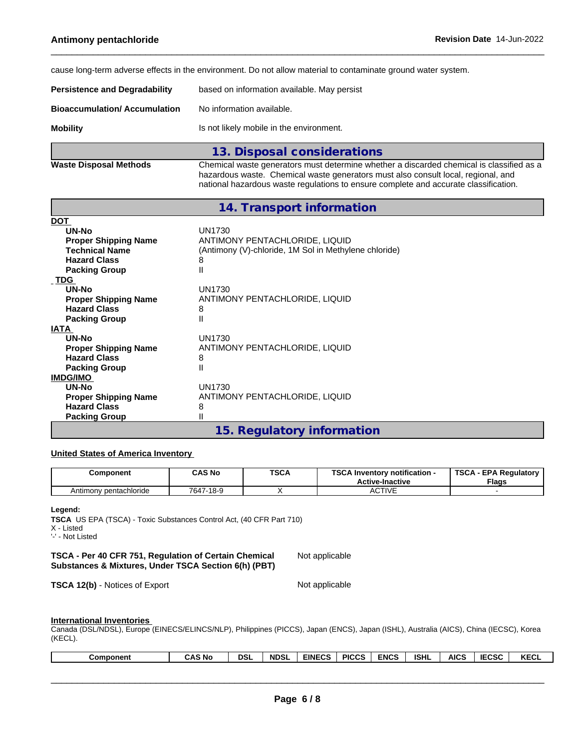cause long-term adverse effects in the environment. Do not allow material to contaminate ground water system.

**Persistence and Degradability** based on information available. May persist

**Bioaccumulation/ Accumulation** No information available.

**Mobility** Is not likely mobile in the environment.

## 13. Disposal considerations

**Waste Disposal Methods** Chemical waste generators must determine whether a discarded chemical is classified as a hazardous waste. Chemical waste generators must also consult local, regional, and national hazardous waste regulations to ensure complete and accurate classification.

## 14. Transport information

**DOT**

| | |
|---|---|
| **UN-No** | UN1730 |
| **Proper Shipping Name** | ANTIMONY PENTACHLORIDE, LIQUID |
| **Technical Name** | (Antimony (V)-chloride, 1M Sol in Methylene chloride) |
| **Hazard Class** | 8 |
| **Packing Group** | II |

**TDG**

| | |
|---|---|
| **UN-No** | UN1730 |
| **Proper Shipping Name** | ANTIMONY PENTACHLORIDE, LIQUID |
| **Hazard Class** | 8 |
| **Packing Group** | II |

**IATA**

| | |
|---|---|
| **UN-No** | UN1730 |
| **Proper Shipping Name** | ANTIMONY PENTACHLORIDE, LIQUID |
| **Hazard Class** | 8 |
| **Packing Group** | II |

**IMDG/IMO**

| | |
|---|---|
| **UN-No** | UN1730 |
| **Proper Shipping Name** | ANTIMONY PENTACHLORIDE, LIQUID |
| **Hazard Class** | 8 |
| **Packing Group** | II |

## 15. Regulatory information

**United States of America Inventory**

| Component | CAS No | TSCA | TSCA Inventory notification - Active-Inactive | TSCA - EPA Regulatory Flags |
|---|---|---|---|---|
| Antimony pentachloride | 7647-18-9 | X | ACTIVE | - |

**Legend:**
**TSCA** US EPA (TSCA) - Toxic Substances Control Act, (40 CFR Part 710)
X - Listed
'-' - Not Listed

**TSCA - Per 40 CFR 751, Regulation of Certain Chemical Substances & Mixtures, Under TSCA Section 6(h) (PBT)** Not applicable

**TSCA 12(b)** - Notices of Export Not applicable

**International Inventories**
Canada (DSL/NDSL), Europe (EINECS/ELINCS/NLP), Philippines (PICCS), Japan (ENCS), Japan (ISHL), Australia (AICS), China (IECSC), Korea (KECL).

| Component | CAS No | DSL | NDSL | EINECS | PICCS | ENCS | ISHL | AICS | IECSC | KECL |
|---|---|---|---|---|---|---|---|---|---|---|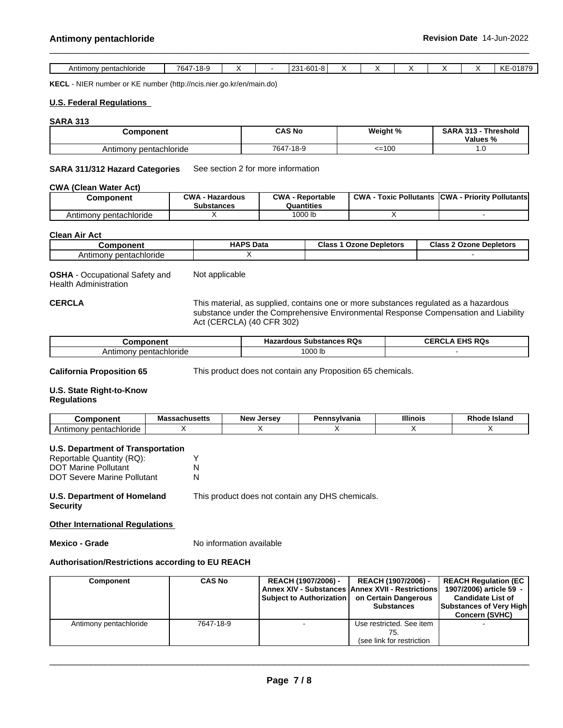| Antimony pentachloride | 7647-18-9 | X | - | 231-601-8 | X | X | X | X | X | KE-01879 |
|---|---|---|---|---|---|---|---|---|---|---|

**KECL** - NIER number or KE number (http://ncis.nier.go.kr/en/main.do)

## U.S. Federal Regulations

### SARA 313

| Component | CAS No | Weight % | SARA 313 - Threshold Values % |
|---|---|---|---|
| Antimony pentachloride | 7647-18-9 | <=100 | 1.0 |

**SARA 311/312 Hazard Categories** See section 2 for more information

### CWA (Clean Water Act)

| Component | CWA - Hazardous Substances | CWA - Reportable Quantities | CWA - Toxic Pollutants | CWA - Priority Pollutants |
|---|---|---|---|---|
| Antimony pentachloride | X | 1000 lb | X | - |

### Clean Air Act

| Component | HAPS Data | Class 1 Ozone Depletors | Class 2 Ozone Depletors |
|---|---|---|---|
| Antimony pentachloride | X | | - |

**OSHA** - Occupational Safety and Health Administration — Not applicable

**CERCLA** — This material, as supplied, contains one or more substances regulated as a hazardous substance under the Comprehensive Environmental Response Compensation and Liability Act (CERCLA) (40 CFR 302)

| Component | Hazardous Substances RQs | CERCLA EHS RQs |
|---|---|---|
| Antimony pentachloride | 1000 lb | - |

**California Proposition 65** — This product does not contain any Proposition 65 chemicals.

### U.S. State Right-to-Know Regulations

| Component | Massachusetts | New Jersey | Pennsylvania | Illinois | Rhode Island |
|---|---|---|---|---|---|
| Antimony pentachloride | X | X | X | X | X |

### U.S. Department of Transportation

Reportable Quantity (RQ): Y
DOT Marine Pollutant N
DOT Severe Marine Pollutant N

**U.S. Department of Homeland Security** — This product does not contain any DHS chemicals.

## Other International Regulations

**Mexico - Grade** — No information available

### Authorisation/Restrictions according to EU REACH

| Component | CAS No | REACH (1907/2006) - Annex XIV - Substances Subject to Authorization | REACH (1907/2006) - Annex XVII - Restrictions on Certain Dangerous Substances | REACH Regulation (EC 1907/2006) article 59 - Candidate List of Substances of Very High Concern (SVHC) |
|---|---|---|---|---|
| Antimony pentachloride | 7647-18-9 | - | Use restricted. See item 75. (see link for restriction | - |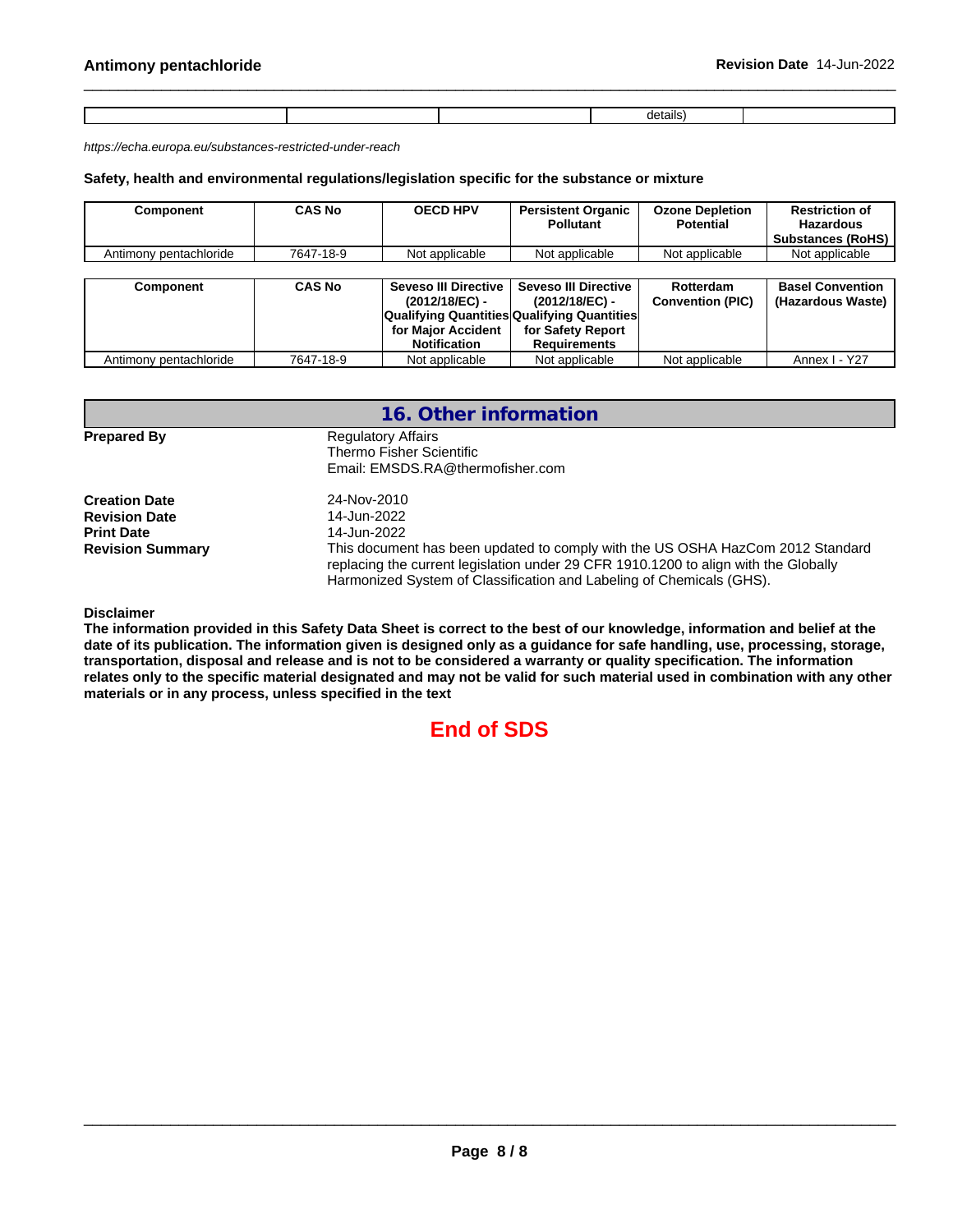| | | | | |
|---|---|---|---|---|
| | | | details) | |

*https://echa.europa.eu/substances-restricted-under-reach*

**Safety, health and environmental regulations/legislation specific for the substance or mixture**

| Component | CAS No | OECD HPV | Persistent Organic Pollutant | Ozone Depletion Potential | Restriction of Hazardous Substances (RoHS) |
|---|---|---|---|---|---|
| Antimony pentachloride | 7647-18-9 | Not applicable | Not applicable | Not applicable | Not applicable |

| Component | CAS No | Seveso III Directive (2012/18/EC) - Qualifying Quantities for Major Accident Notification | Seveso III Directive (2012/18/EC) - Qualifying Quantities for Safety Report Requirements | Rotterdam Convention (PIC) | Basel Convention (Hazardous Waste) |
|---|---|---|---|---|---|
| Antimony pentachloride | 7647-18-9 | Not applicable | Not applicable | Not applicable | Annex I - Y27 |

## 16. Other information

**Prepared By**
Regulatory Affairs
Thermo Fisher Scientific
Email: EMSDS.RA@thermofisher.com

**Creation Date** 24-Nov-2010
**Revision Date** 14-Jun-2022
**Print Date** 14-Jun-2022
**Revision Summary** This document has been updated to comply with the US OSHA HazCom 2012 Standard replacing the current legislation under 29 CFR 1910.1200 to align with the Globally Harmonized System of Classification and Labeling of Chemicals (GHS).

**Disclaimer**
**The information provided in this Safety Data Sheet is correct to the best of our knowledge, information and belief at the date of its publication. The information given is designed only as a guidance for safe handling, use, processing, storage, transportation, disposal and release and is not to be considered a warranty or quality specification. The information relates only to the specific material designated and may not be valid for such material used in combination with any other materials or in any process, unless specified in the text**

**End of SDS**